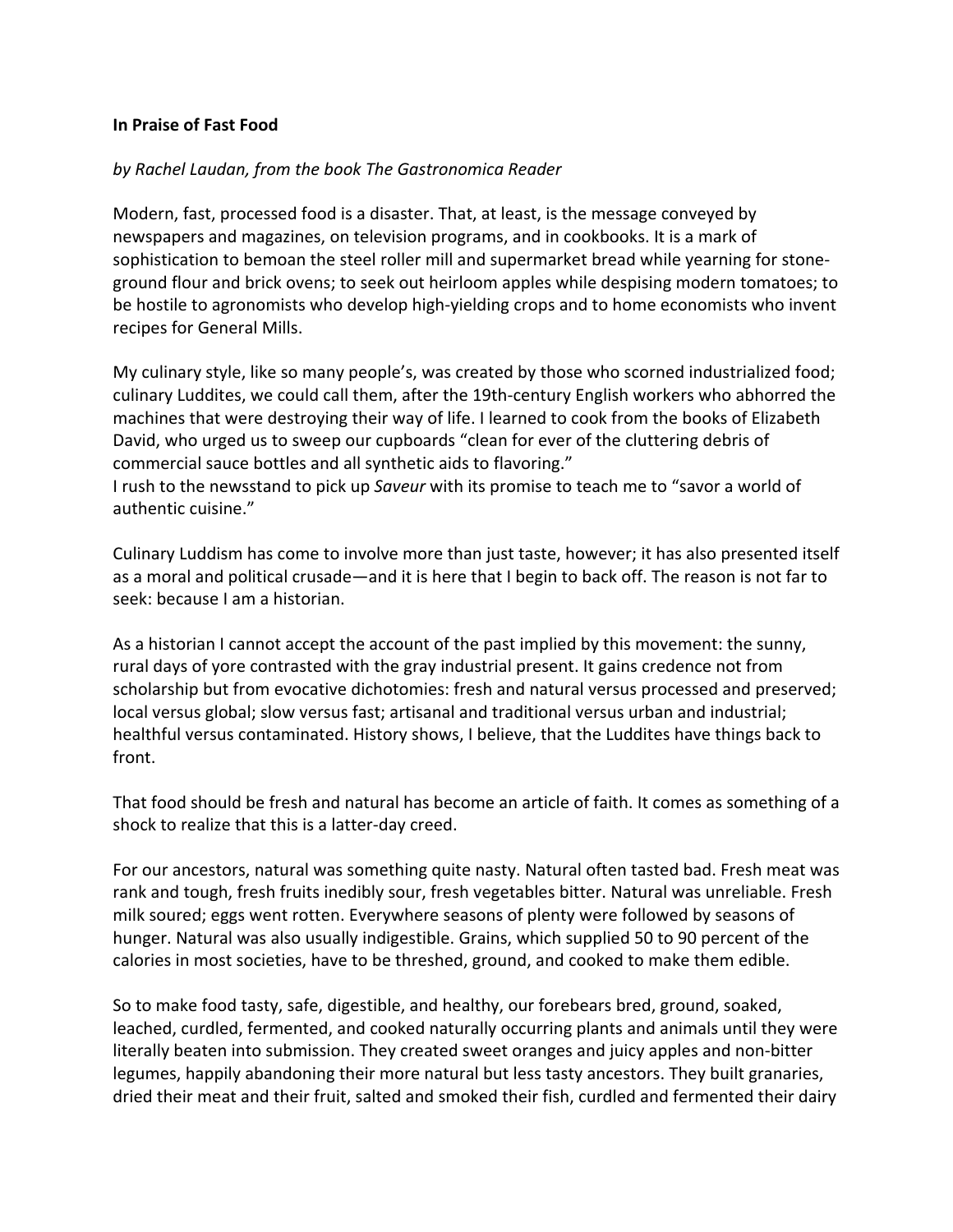**In Praise of Fast Food**

*by Rachel Laudan, from the book The Gastronomica Reader*

Modern, fast, processed food is a disaster. That, at least, is the message conveyed by newspapers and magazines, on television programs, and in cookbooks. It is a mark of sophistication to bemoan the steel roller mill and supermarket bread while yearning for stone-ground flour and brick ovens; to seek out heirloom apples while despising modern tomatoes; to be hostile to agronomists who develop high-yielding crops and to home economists who invent recipes for General Mills.

My culinary style, like so many people's, was created by those who scorned industrialized food; culinary Luddites, we could call them, after the 19th-century English workers who abhorred the machines that were destroying their way of life. I learned to cook from the books of Elizabeth David, who urged us to sweep our cupboards "clean for ever of the cluttering debris of commercial sauce bottles and all synthetic aids to flavoring."
I rush to the newsstand to pick up *Saveur* with its promise to teach me to "savor a world of authentic cuisine."

Culinary Luddism has come to involve more than just taste, however; it has also presented itself as a moral and political crusade—and it is here that I begin to back off. The reason is not far to seek: because I am a historian.

As a historian I cannot accept the account of the past implied by this movement: the sunny, rural days of yore contrasted with the gray industrial present. It gains credence not from scholarship but from evocative dichotomies: fresh and natural versus processed and preserved; local versus global; slow versus fast; artisanal and traditional versus urban and industrial; healthful versus contaminated. History shows, I believe, that the Luddites have things back to front.

That food should be fresh and natural has become an article of faith. It comes as something of a shock to realize that this is a latter-day creed.

For our ancestors, natural was something quite nasty. Natural often tasted bad. Fresh meat was rank and tough, fresh fruits inedibly sour, fresh vegetables bitter. Natural was unreliable. Fresh milk soured; eggs went rotten. Everywhere seasons of plenty were followed by seasons of hunger. Natural was also usually indigestible. Grains, which supplied 50 to 90 percent of the calories in most societies, have to be threshed, ground, and cooked to make them edible.

So to make food tasty, safe, digestible, and healthy, our forebears bred, ground, soaked, leached, curdled, fermented, and cooked naturally occurring plants and animals until they were literally beaten into submission. They created sweet oranges and juicy apples and non-bitter legumes, happily abandoning their more natural but less tasty ancestors. They built granaries, dried their meat and their fruit, salted and smoked their fish, curdled and fermented their dairy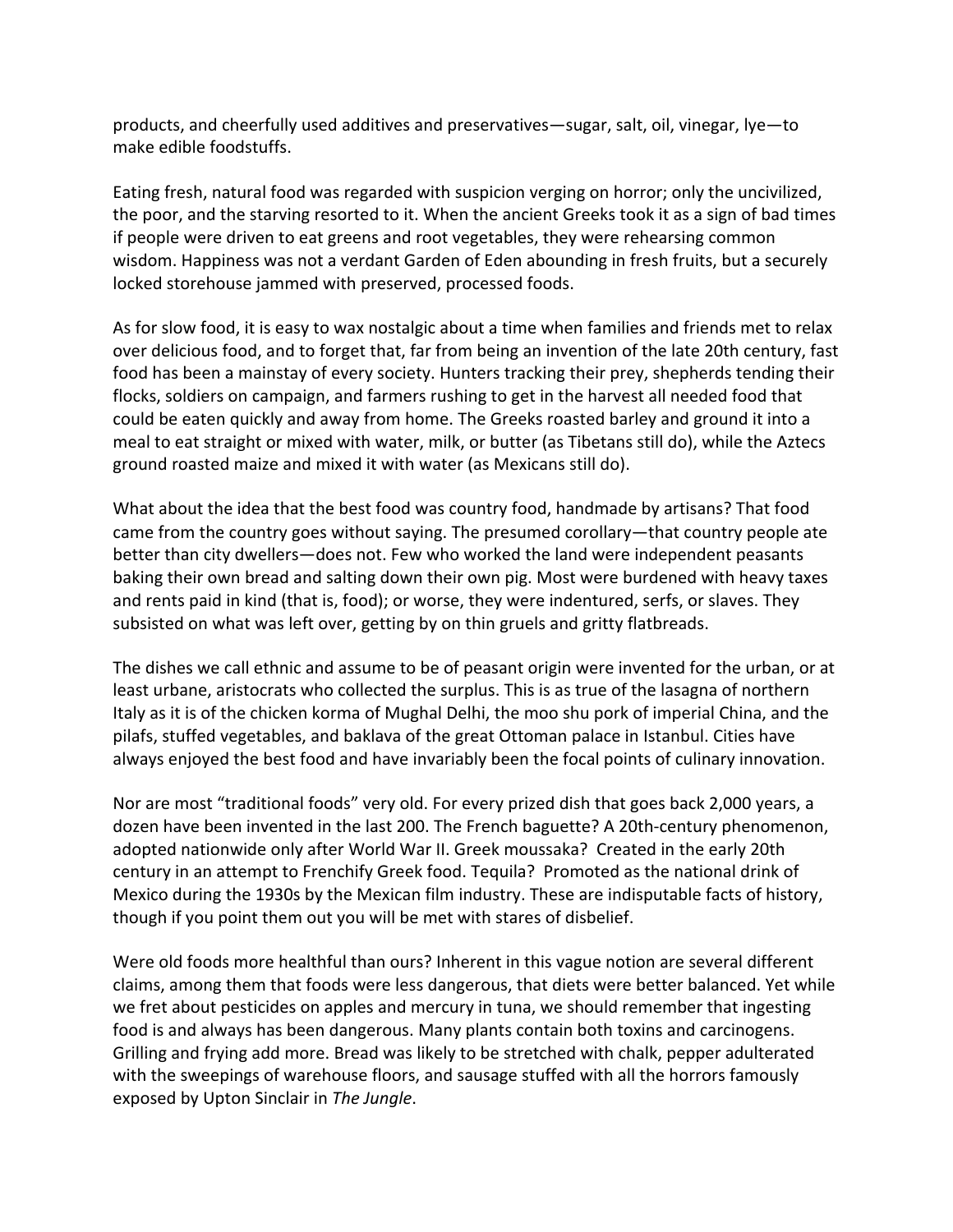products, and cheerfully used additives and preservatives—sugar, salt, oil, vinegar, lye—to make edible foodstuffs.

Eating fresh, natural food was regarded with suspicion verging on horror; only the uncivilized, the poor, and the starving resorted to it. When the ancient Greeks took it as a sign of bad times if people were driven to eat greens and root vegetables, they were rehearsing common wisdom. Happiness was not a verdant Garden of Eden abounding in fresh fruits, but a securely locked storehouse jammed with preserved, processed foods.

As for slow food, it is easy to wax nostalgic about a time when families and friends met to relax over delicious food, and to forget that, far from being an invention of the late 20th century, fast food has been a mainstay of every society. Hunters tracking their prey, shepherds tending their flocks, soldiers on campaign, and farmers rushing to get in the harvest all needed food that could be eaten quickly and away from home. The Greeks roasted barley and ground it into a meal to eat straight or mixed with water, milk, or butter (as Tibetans still do), while the Aztecs ground roasted maize and mixed it with water (as Mexicans still do).

What about the idea that the best food was country food, handmade by artisans? That food came from the country goes without saying. The presumed corollary—that country people ate better than city dwellers—does not. Few who worked the land were independent peasants baking their own bread and salting down their own pig. Most were burdened with heavy taxes and rents paid in kind (that is, food); or worse, they were indentured, serfs, or slaves. They subsisted on what was left over, getting by on thin gruels and gritty flatbreads.

The dishes we call ethnic and assume to be of peasant origin were invented for the urban, or at least urbane, aristocrats who collected the surplus. This is as true of the lasagna of northern Italy as it is of the chicken korma of Mughal Delhi, the moo shu pork of imperial China, and the pilafs, stuffed vegetables, and baklava of the great Ottoman palace in Istanbul. Cities have always enjoyed the best food and have invariably been the focal points of culinary innovation.

Nor are most "traditional foods" very old. For every prized dish that goes back 2,000 years, a dozen have been invented in the last 200. The French baguette? A 20th-century phenomenon, adopted nationwide only after World War II. Greek moussaka? Created in the early 20th century in an attempt to Frenchify Greek food. Tequila? Promoted as the national drink of Mexico during the 1930s by the Mexican film industry. These are indisputable facts of history, though if you point them out you will be met with stares of disbelief.

Were old foods more healthful than ours? Inherent in this vague notion are several different claims, among them that foods were less dangerous, that diets were better balanced. Yet while we fret about pesticides on apples and mercury in tuna, we should remember that ingesting food is and always has been dangerous. Many plants contain both toxins and carcinogens. Grilling and frying add more. Bread was likely to be stretched with chalk, pepper adulterated with the sweepings of warehouse floors, and sausage stuffed with all the horrors famously exposed by Upton Sinclair in *The Jungle*.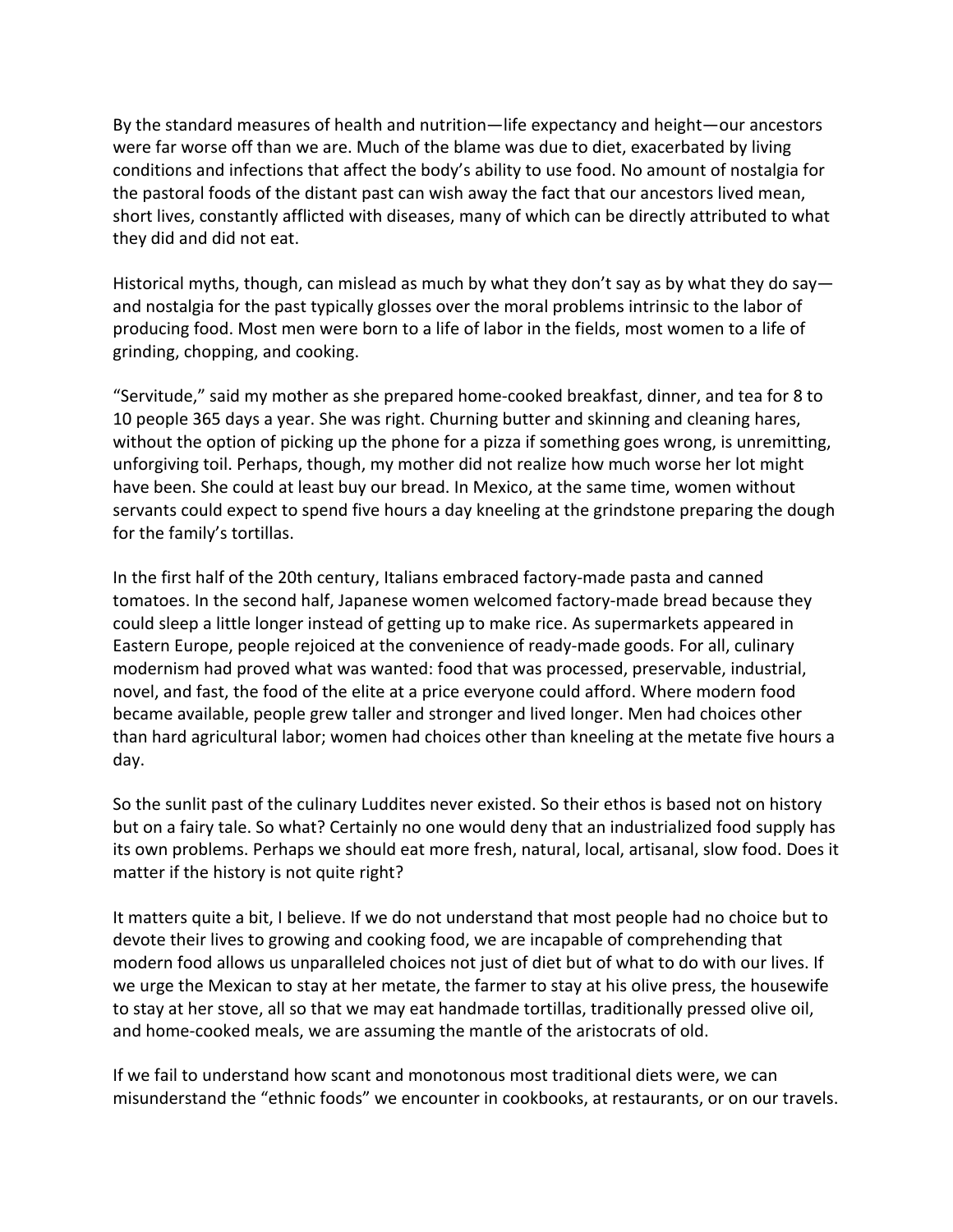By the standard measures of health and nutrition—life expectancy and height—our ancestors were far worse off than we are. Much of the blame was due to diet, exacerbated by living conditions and infections that affect the body's ability to use food. No amount of nostalgia for the pastoral foods of the distant past can wish away the fact that our ancestors lived mean, short lives, constantly afflicted with diseases, many of which can be directly attributed to what they did and did not eat.

Historical myths, though, can mislead as much by what they don't say as by what they do say—and nostalgia for the past typically glosses over the moral problems intrinsic to the labor of producing food. Most men were born to a life of labor in the fields, most women to a life of grinding, chopping, and cooking.

"Servitude," said my mother as she prepared home-cooked breakfast, dinner, and tea for 8 to 10 people 365 days a year. She was right. Churning butter and skinning and cleaning hares, without the option of picking up the phone for a pizza if something goes wrong, is unremitting, unforgiving toil. Perhaps, though, my mother did not realize how much worse her lot might have been. She could at least buy our bread. In Mexico, at the same time, women without servants could expect to spend five hours a day kneeling at the grindstone preparing the dough for the family's tortillas.

In the first half of the 20th century, Italians embraced factory-made pasta and canned tomatoes. In the second half, Japanese women welcomed factory-made bread because they could sleep a little longer instead of getting up to make rice. As supermarkets appeared in Eastern Europe, people rejoiced at the convenience of ready-made goods. For all, culinary modernism had proved what was wanted: food that was processed, preservable, industrial, novel, and fast, the food of the elite at a price everyone could afford. Where modern food became available, people grew taller and stronger and lived longer. Men had choices other than hard agricultural labor; women had choices other than kneeling at the metate five hours a day.

So the sunlit past of the culinary Luddites never existed. So their ethos is based not on history but on a fairy tale. So what? Certainly no one would deny that an industrialized food supply has its own problems. Perhaps we should eat more fresh, natural, local, artisanal, slow food. Does it matter if the history is not quite right?

It matters quite a bit, I believe. If we do not understand that most people had no choice but to devote their lives to growing and cooking food, we are incapable of comprehending that modern food allows us unparalleled choices not just of diet but of what to do with our lives. If we urge the Mexican to stay at her metate, the farmer to stay at his olive press, the housewife to stay at her stove, all so that we may eat handmade tortillas, traditionally pressed olive oil, and home-cooked meals, we are assuming the mantle of the aristocrats of old.

If we fail to understand how scant and monotonous most traditional diets were, we can misunderstand the "ethnic foods" we encounter in cookbooks, at restaurants, or on our travels.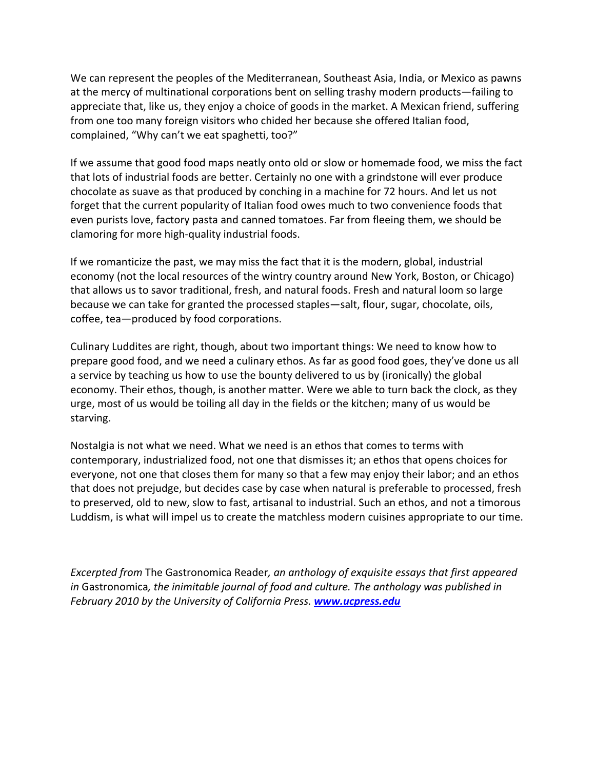We can represent the peoples of the Mediterranean, Southeast Asia, India, or Mexico as pawns at the mercy of multinational corporations bent on selling trashy modern products—failing to appreciate that, like us, they enjoy a choice of goods in the market. A Mexican friend, suffering from one too many foreign visitors who chided her because she offered Italian food, complained, "Why can't we eat spaghetti, too?"

If we assume that good food maps neatly onto old or slow or homemade food, we miss the fact that lots of industrial foods are better. Certainly no one with a grindstone will ever produce chocolate as suave as that produced by conching in a machine for 72 hours. And let us not forget that the current popularity of Italian food owes much to two convenience foods that even purists love, factory pasta and canned tomatoes. Far from fleeing them, we should be clamoring for more high-quality industrial foods.

If we romanticize the past, we may miss the fact that it is the modern, global, industrial economy (not the local resources of the wintry country around New York, Boston, or Chicago) that allows us to savor traditional, fresh, and natural foods. Fresh and natural loom so large because we can take for granted the processed staples—salt, flour, sugar, chocolate, oils, coffee, tea—produced by food corporations.

Culinary Luddites are right, though, about two important things: We need to know how to prepare good food, and we need a culinary ethos. As far as good food goes, they've done us all a service by teaching us how to use the bounty delivered to us by (ironically) the global economy. Their ethos, though, is another matter. Were we able to turn back the clock, as they urge, most of us would be toiling all day in the fields or the kitchen; many of us would be starving.

Nostalgia is not what we need. What we need is an ethos that comes to terms with contemporary, industrialized food, not one that dismisses it; an ethos that opens choices for everyone, not one that closes them for many so that a few may enjoy their labor; and an ethos that does not prejudge, but decides case by case when natural is preferable to processed, fresh to preserved, old to new, slow to fast, artisanal to industrial. Such an ethos, and not a timorous Luddism, is what will impel us to create the matchless modern cuisines appropriate to our time.

*Excerpted from* The Gastronomica Reader*, an anthology of exquisite essays that first appeared in* Gastronomica*, the inimitable journal of food and culture. The anthology was published in February 2010 by the University of California Press.* ***[www.ucpress.edu](http://www.ucpress.edu)***